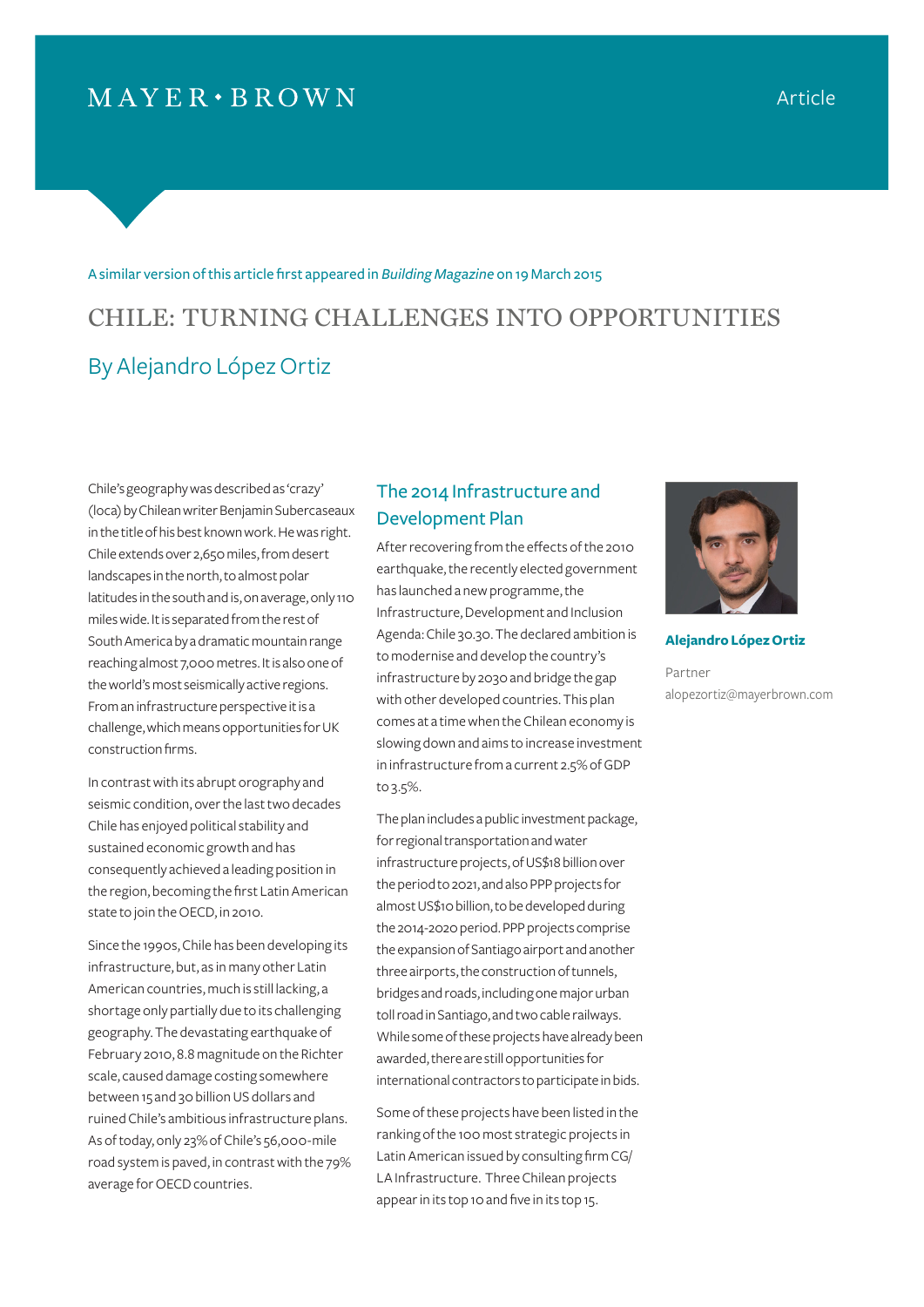MAYER • BROWN

Article

A similar version of this article first appeared in *Building Magazine* on 19 March 2015

# CHILE: TURNING CHALLENGES INTO OPPORTUNITIES

## By Alejandro López Ortiz

**Alejandro López Ortiz**

Partner

alopezortiz@mayerbrown.com

Chile's geography was described as 'crazy' (loca) by Chilean writer Benjamin Subercaseaux in the title of his best known work. He was right. Chile extends over 2,650 miles, from desert landscapes in the north, to almost polar latitudes in the south and is, on average, only 110 miles wide. It is separated from the rest of South America by a dramatic mountain range reaching almost 7,000 metres. It is also one of the world's most seismically active regions. From an infrastructure perspective it is a challenge, which means opportunities for UK construction firms.

In contrast with its abrupt orography and seismic condition, over the last two decades Chile has enjoyed political stability and sustained economic growth and has consequently achieved a leading position in the region, becoming the first Latin American state to join the OECD, in 2010.

Since the 1990s, Chile has been developing its infrastructure, but, as in many other Latin American countries, much is still lacking, a shortage only partially due to its challenging geography. The devastating earthquake of February 2010, 8.8 magnitude on the Richter scale, caused damage costing somewhere between 15 and 30 billion US dollars and ruined Chile's ambitious infrastructure plans. As of today, only 23% of Chile's 56,000-mile road system is paved, in contrast with the 79% average for OECD countries.

### The 2014 Infrastructure and Development Plan

After recovering from the effects of the 2010 earthquake, the recently elected government has launched a new programme, the Infrastructure, Development and Inclusion Agenda: Chile 30.30. The declared ambition is to modernise and develop the country's infrastructure by 2030 and bridge the gap with other developed countries. This plan comes at a time when the Chilean economy is slowing down and aims to increase investment in infrastructure from a current 2.5% of GDP to 3.5%.

The plan includes a public investment package, for regional transportation and water infrastructure projects, of US$18 billion over the period to 2021, and also PPP projects for almost US$10 billion, to be developed during the 2014-2020 period. PPP projects comprise the expansion of Santiago airport and another three airports, the construction of tunnels, bridges and roads, including one major urban toll road in Santiago, and two cable railways. While some of these projects have already been awarded, there are still opportunities for international contractors to participate in bids.

Some of these projects have been listed in the ranking of the 100 most strategic projects in Latin American issued by consulting firm CG/LA Infrastructure. Three Chilean projects appear in its top 10 and five in its top 15.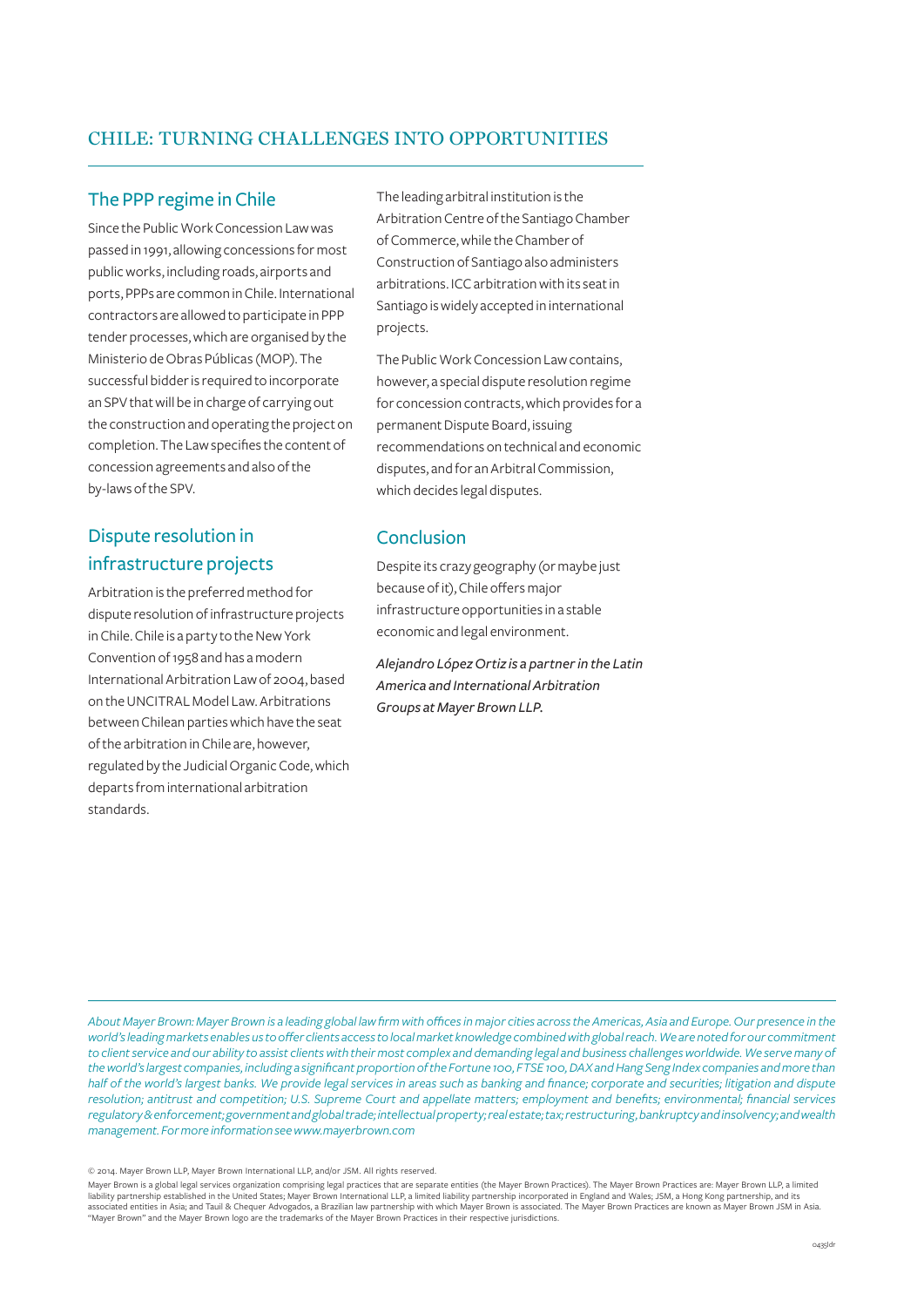# CHILE: TURNING CHALLENGES INTO OPPORTUNITIES

## The PPP regime in Chile

Since the Public Work Concession Law was passed in 1991, allowing concessions for most public works, including roads, airports and ports, PPPs are common in Chile. International contractors are allowed to participate in PPP tender processes, which are organised by the Ministerio de Obras Públicas (MOP). The successful bidder is required to incorporate an SPV that will be in charge of carrying out the construction and operating the project on completion. The Law specifies the content of concession agreements and also of the by-laws of the SPV.

## Dispute resolution in infrastructure projects

Arbitration is the preferred method for dispute resolution of infrastructure projects in Chile. Chile is a party to the New York Convention of 1958 and has a modern International Arbitration Law of 2004, based on the UNCITRAL Model Law. Arbitrations between Chilean parties which have the seat of the arbitration in Chile are, however, regulated by the Judicial Organic Code, which departs from international arbitration standards.

The leading arbitral institution is the Arbitration Centre of the Santiago Chamber of Commerce, while the Chamber of Construction of Santiago also administers arbitrations. ICC arbitration with its seat in Santiago is widely accepted in international projects.

The Public Work Concession Law contains, however, a special dispute resolution regime for concession contracts, which provides for a permanent Dispute Board, issuing recommendations on technical and economic disputes, and for an Arbitral Commission, which decides legal disputes.

## Conclusion

Despite its crazy geography (or maybe just because of it), Chile offers major infrastructure opportunities in a stable economic and legal environment.

*Alejandro López Ortiz is a partner in the Latin America and International Arbitration Groups at Mayer Brown LLP.*

---

*About Mayer Brown: Mayer Brown is a leading global law firm with offices in major cities across the Americas, Asia and Europe. Our presence in the world's leading markets enables us to offer clients access to local market knowledge combined with global reach. We are noted for our commitment to client service and our ability to assist clients with their most complex and demanding legal and business challenges worldwide. We serve many of the world's largest companies, including a significant proportion of the Fortune 100, FTSE 100, DAX and Hang Seng Index companies and more than half of the world's largest banks. We provide legal services in areas such as banking and finance; corporate and securities; litigation and dispute resolution; antitrust and competition; U.S. Supreme Court and appellate matters; employment and benefits; environmental; financial services regulatory & enforcement; government and global trade; intellectual property; real estate; tax; restructuring, bankruptcy and insolvency; and wealth management. For more information see www.mayerbrown.com*

© 2014. Mayer Brown LLP, Mayer Brown International LLP, and/or JSM. All rights reserved.

Mayer Brown is a global legal services organization comprising legal practices that are separate entities (the Mayer Brown Practices). The Mayer Brown Practices are: Mayer Brown LLP, a limited liability partnership established in the United States; Mayer Brown International LLP, a limited liability partnership incorporated in England and Wales; JSM, a Hong Kong partnership, and its associated entities in Asia; and Tauil & Chequer Advogados, a Brazilian law partnership with which Mayer Brown is associated. The Mayer Brown Practices are known as Mayer Brown JSM in Asia. "Mayer Brown" and the Mayer Brown logo are the trademarks of the Mayer Brown Practices in their respective jurisdictions.

0435ldr